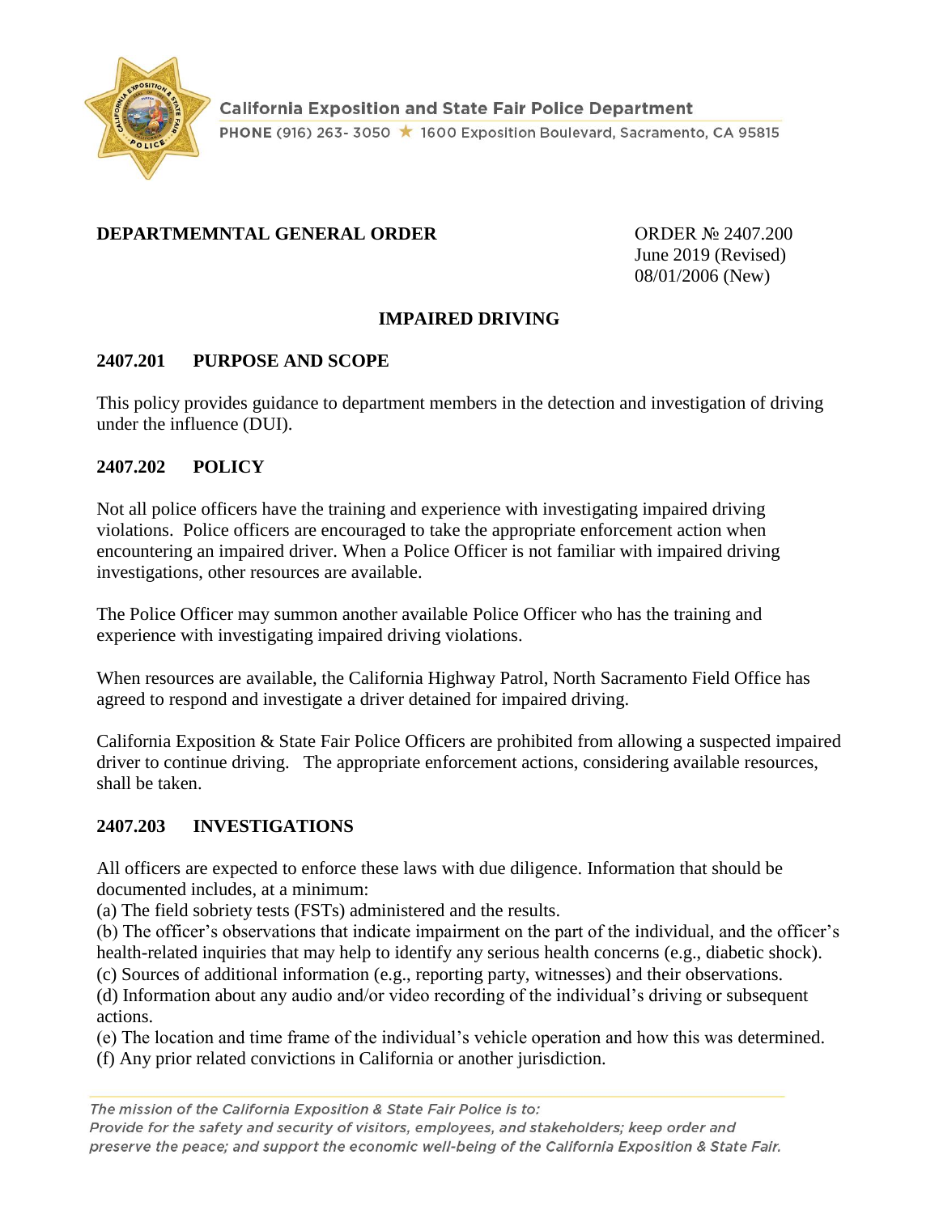California Exposition and State Fair Police Department

PHONE (916) 263- 3050 ★ 1600 Exposition Boulevard, Sacramento, CA 95815

**DEPARTMEMNTAL GENERAL ORDER**

ORDER № 2407.200
June 2019 (Revised)
08/01/2006 (New)

# IMPAIRED DRIVING

## 2407.201 PURPOSE AND SCOPE

This policy provides guidance to department members in the detection and investigation of driving under the influence (DUI).

## 2407.202 POLICY

Not all police officers have the training and experience with investigating impaired driving violations. Police officers are encouraged to take the appropriate enforcement action when encountering an impaired driver. When a Police Officer is not familiar with impaired driving investigations, other resources are available.

The Police Officer may summon another available Police Officer who has the training and experience with investigating impaired driving violations.

When resources are available, the California Highway Patrol, North Sacramento Field Office has agreed to respond and investigate a driver detained for impaired driving.

California Exposition & State Fair Police Officers are prohibited from allowing a suspected impaired driver to continue driving. The appropriate enforcement actions, considering available resources, shall be taken.

## 2407.203 INVESTIGATIONS

All officers are expected to enforce these laws with due diligence. Information that should be documented includes, at a minimum:

(a) The field sobriety tests (FSTs) administered and the results.
(b) The officer's observations that indicate impairment on the part of the individual, and the officer's health-related inquiries that may help to identify any serious health concerns (e.g., diabetic shock).
(c) Sources of additional information (e.g., reporting party, witnesses) and their observations.
(d) Information about any audio and/or video recording of the individual's driving or subsequent actions.
(e) The location and time frame of the individual's vehicle operation and how this was determined.
(f) Any prior related convictions in California or another jurisdiction.

*The mission of the California Exposition & State Fair Police is to:*
*Provide for the safety and security of visitors, employees, and stakeholders; keep order and preserve the peace; and support the economic well-being of the California Exposition & State Fair.*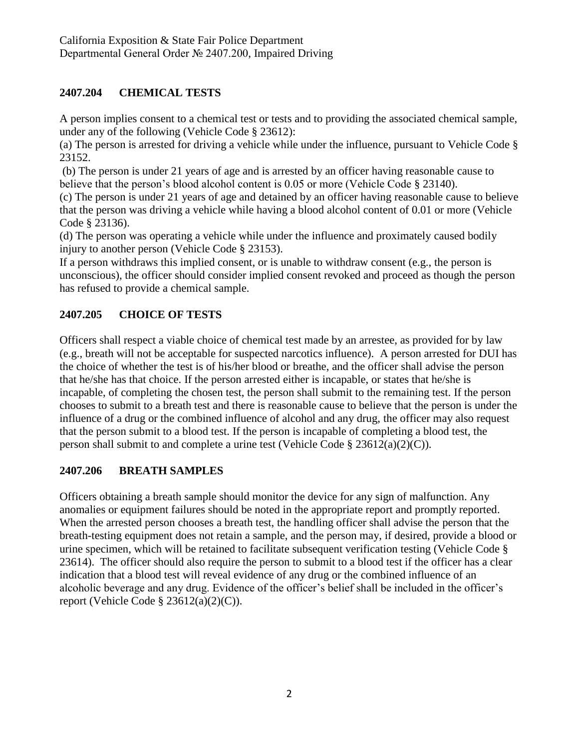## 2407.204 CHEMICAL TESTS

A person implies consent to a chemical test or tests and to providing the associated chemical sample, under any of the following (Vehicle Code § 23612):

(a) The person is arrested for driving a vehicle while under the influence, pursuant to Vehicle Code § 23152.

(b) The person is under 21 years of age and is arrested by an officer having reasonable cause to believe that the person's blood alcohol content is 0.05 or more (Vehicle Code § 23140).

(c) The person is under 21 years of age and detained by an officer having reasonable cause to believe that the person was driving a vehicle while having a blood alcohol content of 0.01 or more (Vehicle Code § 23136).

(d) The person was operating a vehicle while under the influence and proximately caused bodily injury to another person (Vehicle Code § 23153).

If a person withdraws this implied consent, or is unable to withdraw consent (e.g., the person is unconscious), the officer should consider implied consent revoked and proceed as though the person has refused to provide a chemical sample.

## 2407.205 CHOICE OF TESTS

Officers shall respect a viable choice of chemical test made by an arrestee, as provided for by law (e.g., breath will not be acceptable for suspected narcotics influence). A person arrested for DUI has the choice of whether the test is of his/her blood or breathe, and the officer shall advise the person that he/she has that choice. If the person arrested either is incapable, or states that he/she is incapable, of completing the chosen test, the person shall submit to the remaining test. If the person chooses to submit to a breath test and there is reasonable cause to believe that the person is under the influence of a drug or the combined influence of alcohol and any drug, the officer may also request that the person submit to a blood test. If the person is incapable of completing a blood test, the person shall submit to and complete a urine test (Vehicle Code § 23612(a)(2)(C)).

## 2407.206 BREATH SAMPLES

Officers obtaining a breath sample should monitor the device for any sign of malfunction. Any anomalies or equipment failures should be noted in the appropriate report and promptly reported. When the arrested person chooses a breath test, the handling officer shall advise the person that the breath-testing equipment does not retain a sample, and the person may, if desired, provide a blood or urine specimen, which will be retained to facilitate subsequent verification testing (Vehicle Code § 23614). The officer should also require the person to submit to a blood test if the officer has a clear indication that a blood test will reveal evidence of any drug or the combined influence of an alcoholic beverage and any drug. Evidence of the officer's belief shall be included in the officer's report (Vehicle Code § 23612(a)(2)(C)).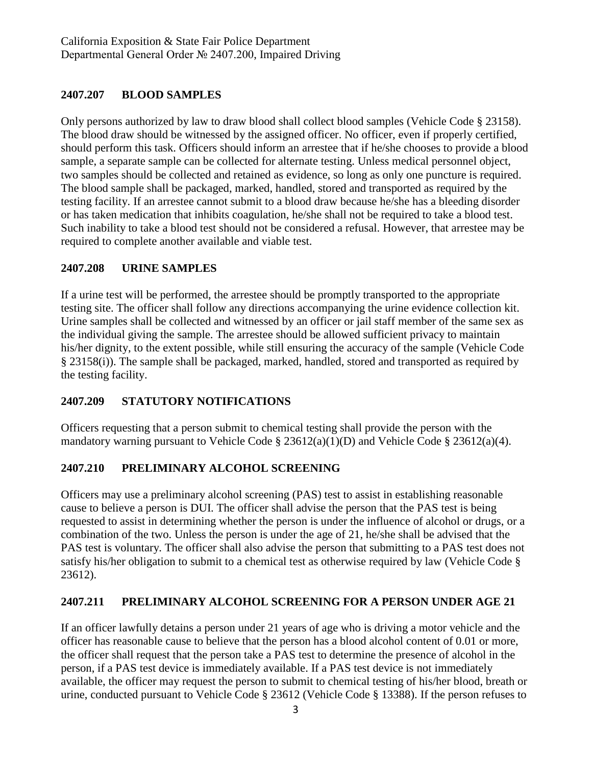## 2407.207 BLOOD SAMPLES

Only persons authorized by law to draw blood shall collect blood samples (Vehicle Code § 23158). The blood draw should be witnessed by the assigned officer. No officer, even if properly certified, should perform this task. Officers should inform an arrestee that if he/she chooses to provide a blood sample, a separate sample can be collected for alternate testing. Unless medical personnel object, two samples should be collected and retained as evidence, so long as only one puncture is required. The blood sample shall be packaged, marked, handled, stored and transported as required by the testing facility. If an arrestee cannot submit to a blood draw because he/she has a bleeding disorder or has taken medication that inhibits coagulation, he/she shall not be required to take a blood test. Such inability to take a blood test should not be considered a refusal. However, that arrestee may be required to complete another available and viable test.

## 2407.208 URINE SAMPLES

If a urine test will be performed, the arrestee should be promptly transported to the appropriate testing site. The officer shall follow any directions accompanying the urine evidence collection kit. Urine samples shall be collected and witnessed by an officer or jail staff member of the same sex as the individual giving the sample. The arrestee should be allowed sufficient privacy to maintain his/her dignity, to the extent possible, while still ensuring the accuracy of the sample (Vehicle Code § 23158(i)). The sample shall be packaged, marked, handled, stored and transported as required by the testing facility.

## 2407.209 STATUTORY NOTIFICATIONS

Officers requesting that a person submit to chemical testing shall provide the person with the mandatory warning pursuant to Vehicle Code § 23612(a)(1)(D) and Vehicle Code § 23612(a)(4).

## 2407.210 PRELIMINARY ALCOHOL SCREENING

Officers may use a preliminary alcohol screening (PAS) test to assist in establishing reasonable cause to believe a person is DUI. The officer shall advise the person that the PAS test is being requested to assist in determining whether the person is under the influence of alcohol or drugs, or a combination of the two. Unless the person is under the age of 21, he/she shall be advised that the PAS test is voluntary. The officer shall also advise the person that submitting to a PAS test does not satisfy his/her obligation to submit to a chemical test as otherwise required by law (Vehicle Code § 23612).

## 2407.211 PRELIMINARY ALCOHOL SCREENING FOR A PERSON UNDER AGE 21

If an officer lawfully detains a person under 21 years of age who is driving a motor vehicle and the officer has reasonable cause to believe that the person has a blood alcohol content of 0.01 or more, the officer shall request that the person take a PAS test to determine the presence of alcohol in the person, if a PAS test device is immediately available. If a PAS test device is not immediately available, the officer may request the person to submit to chemical testing of his/her blood, breath or urine, conducted pursuant to Vehicle Code § 23612 (Vehicle Code § 13388). If the person refuses to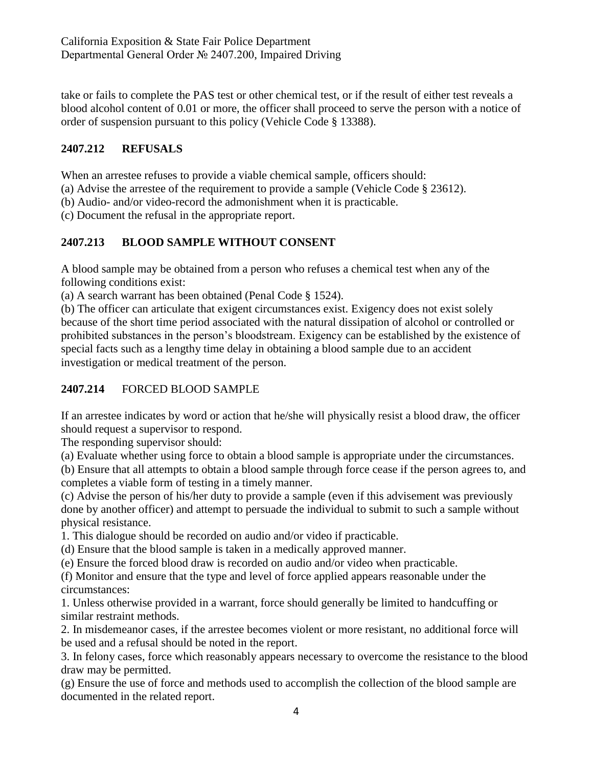take or fails to complete the PAS test or other chemical test, or if the result of either test reveals a blood alcohol content of 0.01 or more, the officer shall proceed to serve the person with a notice of order of suspension pursuant to this policy (Vehicle Code § 13388).

## 2407.212 REFUSALS

When an arrestee refuses to provide a viable chemical sample, officers should:

(a) Advise the arrestee of the requirement to provide a sample (Vehicle Code § 23612).

(b) Audio- and/or video-record the admonishment when it is practicable.

(c) Document the refusal in the appropriate report.

## 2407.213 BLOOD SAMPLE WITHOUT CONSENT

A blood sample may be obtained from a person who refuses a chemical test when any of the following conditions exist:

(a) A search warrant has been obtained (Penal Code § 1524).

(b) The officer can articulate that exigent circumstances exist. Exigency does not exist solely because of the short time period associated with the natural dissipation of alcohol or controlled or prohibited substances in the person's bloodstream. Exigency can be established by the existence of special facts such as a lengthy time delay in obtaining a blood sample due to an accident investigation or medical treatment of the person.

## 2407.214 FORCED BLOOD SAMPLE

If an arrestee indicates by word or action that he/she will physically resist a blood draw, the officer should request a supervisor to respond.

The responding supervisor should:

(a) Evaluate whether using force to obtain a blood sample is appropriate under the circumstances.

(b) Ensure that all attempts to obtain a blood sample through force cease if the person agrees to, and completes a viable form of testing in a timely manner.

(c) Advise the person of his/her duty to provide a sample (even if this advisement was previously done by another officer) and attempt to persuade the individual to submit to such a sample without physical resistance.

1. This dialogue should be recorded on audio and/or video if practicable.

(d) Ensure that the blood sample is taken in a medically approved manner.

(e) Ensure the forced blood draw is recorded on audio and/or video when practicable.

(f) Monitor and ensure that the type and level of force applied appears reasonable under the circumstances:

1. Unless otherwise provided in a warrant, force should generally be limited to handcuffing or similar restraint methods.

2. In misdemeanor cases, if the arrestee becomes violent or more resistant, no additional force will be used and a refusal should be noted in the report.

3. In felony cases, force which reasonably appears necessary to overcome the resistance to the blood draw may be permitted.

(g) Ensure the use of force and methods used to accomplish the collection of the blood sample are documented in the related report.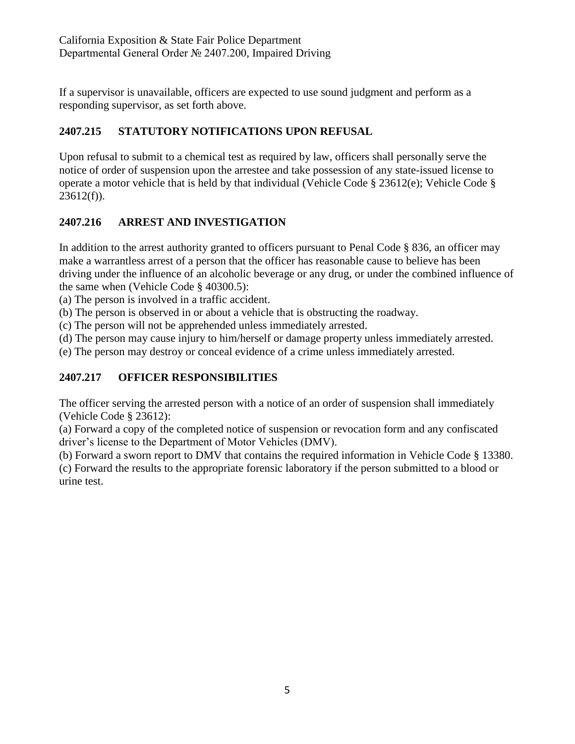If a supervisor is unavailable, officers are expected to use sound judgment and perform as a responding supervisor, as set forth above.

## 2407.215 STATUTORY NOTIFICATIONS UPON REFUSAL

Upon refusal to submit to a chemical test as required by law, officers shall personally serve the notice of order of suspension upon the arrestee and take possession of any state-issued license to operate a motor vehicle that is held by that individual (Vehicle Code § 23612(e); Vehicle Code § 23612(f)).

## 2407.216 ARREST AND INVESTIGATION

In addition to the arrest authority granted to officers pursuant to Penal Code § 836, an officer may make a warrantless arrest of a person that the officer has reasonable cause to believe has been driving under the influence of an alcoholic beverage or any drug, or under the combined influence of the same when (Vehicle Code § 40300.5):

(a) The person is involved in a traffic accident.

(b) The person is observed in or about a vehicle that is obstructing the roadway.

(c) The person will not be apprehended unless immediately arrested.

(d) The person may cause injury to him/herself or damage property unless immediately arrested.

(e) The person may destroy or conceal evidence of a crime unless immediately arrested.

## 2407.217 OFFICER RESPONSIBILITIES

The officer serving the arrested person with a notice of an order of suspension shall immediately (Vehicle Code § 23612):

(a) Forward a copy of the completed notice of suspension or revocation form and any confiscated driver's license to the Department of Motor Vehicles (DMV).

(b) Forward a sworn report to DMV that contains the required information in Vehicle Code § 13380.

(c) Forward the results to the appropriate forensic laboratory if the person submitted to a blood or urine test.